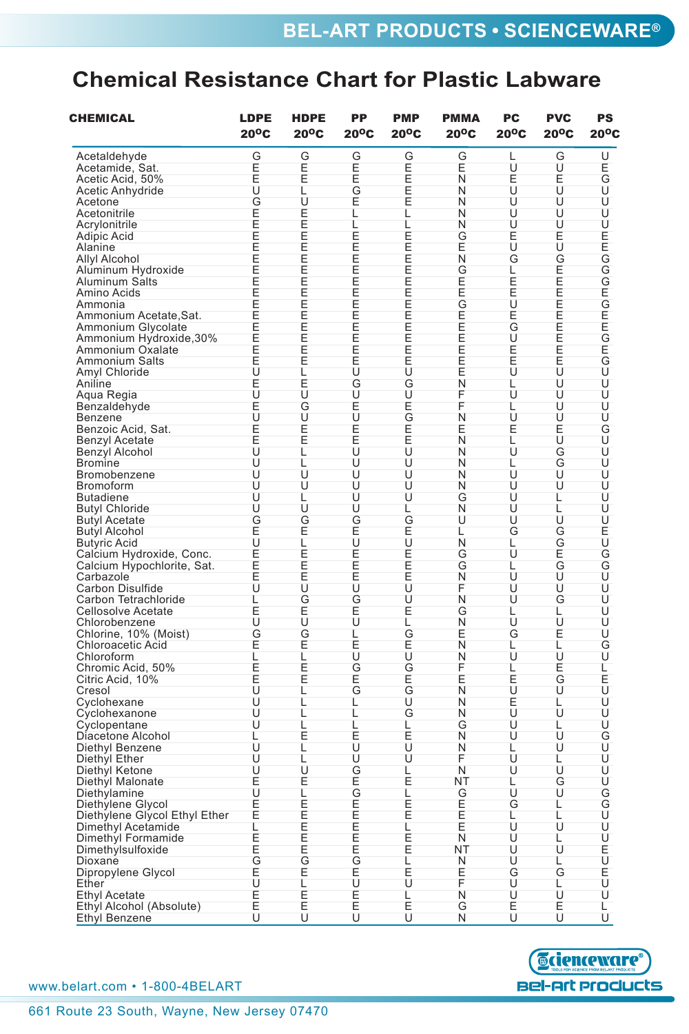# Chemical Resistance Chart for Plastic Labware

| CHEMICAL | LDPE 20°C | HDPE 20°C | PP 20°C | PMP 20°C | PMMA 20°C | PC 20°C | PVC 20°C | PS 20°C |
|---|---|---|---|---|---|---|---|---|
| Acetaldehyde | G | G | G | G | G | L | G | U |
| Acetamide, Sat. | E | E | E | E | E | U | U | E |
| Acetic Acid, 50% | E | E | E | E | N | E | E | G |
| Acetic Anhydride | U | L | G | E | N | U | U | U |
| Acetone | G | U | E | E | N | U | U | U |
| Acetonitrile | E | E | L | L | N | U | U | U |
| Acrylonitrile | E | E | L | L | N | U | U | U |
| Adipic Acid | E | E | E | E | G | E | E | E |
| Alanine | E | E | E | E | E | U | U | E |
| Allyl Alcohol | E | E | E | E | N | G | G | G |
| Aluminum Hydroxide | E | E | E | E | G | L | E | G |
| Aluminum Salts | E | E | E | E | E | E | E | G |
| Amino Acids | E | E | E | E | E | E | E | E |
| Ammonia | E | E | E | E | G | U | E | G |
| Ammonium Acetate,Sat. | E | E | E | E | E | E | E | E |
| Ammonium Glycolate | E | E | E | E | E | G | E | E |
| Ammonium Hydroxide,30% | E | E | E | E | E | U | E | G |
| Ammonium Oxalate | E | E | E | E | E | E | E | E |
| Ammonium Salts | E | E | E | E | E | E | E | G |
| Amyl Chloride | U | L | U | U | E | U | U | U |
| Aniline | E | E | G | G | N | L | U | U |
| Aqua Regia | U | U | U | U | F | U | U | U |
| Benzaldehyde | E | G | E | E | F | L | U | U |
| Benzene | U | U | U | G | N | U | U | U |
| Benzoic Acid, Sat. | E | E | E | E | E | E | E | G |
| Benzyl Acetate | E | E | E | E | N | L | U | U |
| Benzyl Alcohol | U | L | U | U | N | U | G | U |
| Bromine | U | L | U | U | N | L | G | U |
| Bromobenzene | U | U | U | U | N | U | U | U |
| Bromoform | U | U | U | U | N | U | U | U |
| Butadiene | U | L | U | U | G | U | L | U |
| Butyl Chloride | U | U | U | L | N | U | L | U |
| Butyl Acetate | G | G | G | G | U | U | U | U |
| Butyl Alcohol | E | E | E | E | L | G | G | E |
| Butyric Acid | U | L | U | U | N | L | G | U |
| Calcium Hydroxide, Conc. | E | E | E | E | G | U | E | G |
| Calcium Hypochlorite, Sat. | E | E | E | E | G | L | G | G |
| Carbazole | E | E | E | E | N | U | U | U |
| Carbon Disulfide | U | U | U | U | F | U | U | U |
| Carbon Tetrachloride | L | G | G | U | N | U | G | U |
| Cellosolve Acetate | E | E | E | E | G | L | L | U |
| Chlorobenzene | U | U | U | L | N | U | U | U |
| Chlorine, 10% (Moist) | G | G | L | G | E | G | E | U |
| Chloroacetic Acid | E | E | E | E | N | L | L | G |
| Chloroform | L | L | U | U | N | U | U | U |
| Chromic Acid, 50% | E | E | G | G | F | L | E | L |
| Citric Acid, 10% | E | E | E | E | E | E | G | E |
| Cresol | U | L | G | G | N | U | U | U |
| Cyclohexane | U | L | L | U | N | E | L | U |
| Cyclohexanone | U | L | L | G | N | U | U | U |
| Cyclopentane | U | L | L | L | G | U | L | U |
| Diacetone Alcohol | L | E | E | E | N | U | U | G |
| Diethyl Benzene | U | L | U | U | N | L | U | U |
| Diethyl Ether | U | L | U | U | F | U | L | U |
| Diethyl Ketone | U | U | G | L | N | U | U | U |
| Diethyl Malonate | E | E | E | E | NT | L | G | U |
| Diethylamine | U | L | G | L | G | U | U | G |
| Diethylene Glycol | E | E | E | E | E | G | L | G |
| Diethylene Glycol Ethyl Ether | E | E | E | E | E | L | L | U |
| Dimethyl Acetamide | L | E | E | L | E | U | U | U |
| Dimethyl Formamide | E | E | E | E | N | U | L | U |
| Dimethylsulfoxide | E | E | E | E | NT | U | U | E |
| Dioxane | G | G | G | L | N | U | L | U |
| Dipropylene Glycol | E | E | E | E | E | G | G | E |
| Ether | U | L | U | U | F | U | L | U |
| Ethyl Acetate | E | E | E | L | N | U | U | U |
| Ethyl Alcohol (Absolute) | E | E | E | E | G | E | E | L |
| Ethyl Benzene | U | U | U | U | N | U | U | U |

www.belart.com • 1-800-4BELART

661 Route 23 South, Wayne, New Jersey 07470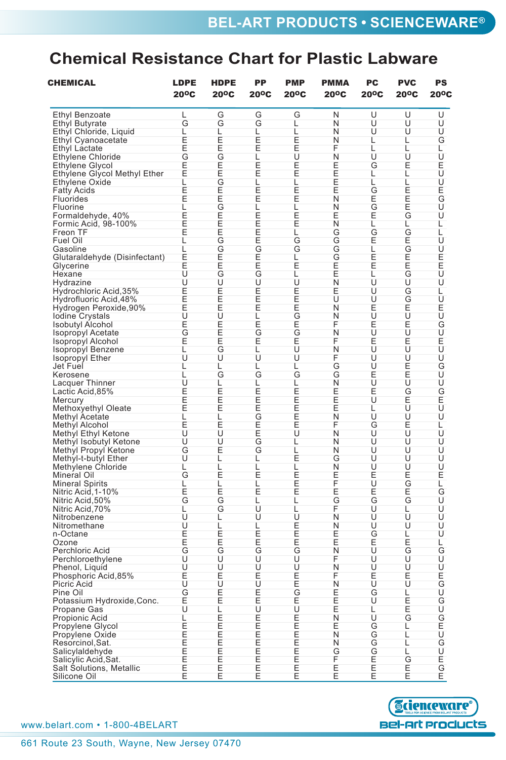# Chemical Resistance Chart for Plastic Labware

| CHEMICAL | LDPE 20°C | HDPE 20°C | PP 20°C | PMP 20°C | PMMA 20°C | PC 20°C | PVC 20°C | PS 20°C |
|---|---|---|---|---|---|---|---|---|
| Ethyl Benzoate | L | G | G | G | N | U | U | U |
| Ethyl Butyrate | G | G | G | L | N | U | U | U |
| Ethyl Chloride, Liquid | L | L | L | L | N | U | U | U |
| Ethyl Cyanoacetate | E | E | E | E | N | L | L | G |
| Ethyl Lactate | E | E | E | E | F | L | L | L |
| Ethylene Chloride | G | G | L | U | N | U | U | U |
| Ethylene Glycol | E | E | E | E | E | G | E | E |
| Ethylene Glycol Methyl Ether | E | E | E | E | E | L | L | U |
| Ethylene Oxide | L | G | L | L | E | L | L | U |
| Fatty Acids | E | E | E | E | E | G | E | E |
| Fluorides | E | E | E | E | N | E | E | G |
| Fluorine | L | G | L | L | N | G | E | U |
| Formaldehyde, 40% | E | E | E | E | E | E | G | U |
| Formic Acid, 98-100% | E | E | E | E | N | L | L | L |
| Freon TF | E | E | E | L | G | G | G | L |
| Fuel Oil | L | G | E | G | G | E | E | U |
| Gasoline | L | G | G | G | G | L | G | U |
| Glutaraldehyde (Disinfectant) | E | E | E | L | G | E | E | E |
| Glycerine | E | E | E | E | E | E | E | E |
| Hexane | U | G | G | L | E | L | G | U |
| Hydrazine | U | U | U | U | N | U | U | U |
| Hydrochloric Acid,35% | E | E | E | E | E | U | G | L |
| Hydrofluoric Acid,48% | E | E | E | E | U | U | G | U |
| Hydrogen Peroxide,90% | E | E | E | E | N | E | E | E |
| Iodine Crystals | U | U | L | G | N | U | U | U |
| Isobutyl Alcohol | E | E | E | E | F | E | E | G |
| Isopropyl Acetate | G | E | G | G | N | U | U | U |
| Isopropyl Alcohol | E | E | E | E | F | E | E | E |
| Isopropyl Benzene | L | G | L | U | N | U | U | U |
| Isopropyl Ether | U | U | U | U | F | U | U | U |
| Jet Fuel | L | L | L | L | G | U | E | G |
| Kerosene | L | G | G | G | G | E | E | U |
| Lacquer Thinner | U | L | L | L | N | U | U | U |
| Lactic Acid,85% | E | E | E | E | E | E | G | G |
| Mercury | E | E | E | E | E | U | E | E |
| Methoxyethyl Oleate | E | E | E | E | E | L | U | U |
| Methyl Acetate | L | L | G | E | N | U | U | U |
| Methyl Alcohol | E | E | E | E | F | G | E | L |
| Methyl Ethyl Ketone | U | U | E | U | N | U | U | U |
| Methyl Isobutyl Ketone | U | U | G | L | N | U | U | U |
| Methyl Propyl Ketone | G | E | G | L | N | U | U | U |
| Methyl-t-butyl Ether | U | L | L | E | G | U | U | U |
| Methylene Chloride | L | L | L | L | N | U | U | U |
| Mineral Oil | G | E | E | E | E | E | E | E |
| Mineral Spirits | L | L | L | E | F | U | G | L |
| Nitric Acid,1-10% | E | E | E | E | E | E | E | G |
| Nitric Acid,50% | G | G | L | L | G | G | G | U |
| Nitric Acid,70% | L | G | U | L | F | U | L | U |
| Nitrobenzene | U | L | U | U | N | U | U | U |
| Nitromethane | U | L | L | E | N | U | U | U |
| n-Octane | E | E | E | E | E | G | L | U |
| Ozone | E | E | E | E | E | E | E | L |
| Perchloric Acid | G | G | G | G | N | U | G | G |
| Perchloroethylene | U | U | U | U | F | U | U | U |
| Phenol, Liquid | U | U | U | U | N | U | U | U |
| Phosphoric Acid,85% | E | E | E | E | F | E | E | E |
| Picric Acid | U | U | U | E | N | U | U | G |
| Pine Oil | G | E | E | G | E | G | L | U |
| Potassium Hydroxide,Conc. | E | E | E | E | E | U | E | G |
| Propane Gas | U | L | U | U | E | L | E | U |
| Propionic Acid | L | E | E | E | N | U | G | G |
| Propylene Glycol | E | E | E | E | E | G | L | E |
| Propylene Oxide | E | E | E | E | N | G | L | U |
| Resorcinol,Sat. | E | E | E | E | N | G | L | G |
| Salicylaldehyde | E | E | E | E | G | G | L | U |
| Salicylic Acid,Sat. | E | E | E | E | F | E | G | E |
| Salt Solutions, Metallic | E | E | E | E | E | E | E | G |
| Silicone Oil | E | E | E | E | E | E | E | E |

www.belart.com • 1-800-4BELART

661 Route 23 South, Wayne, New Jersey 07470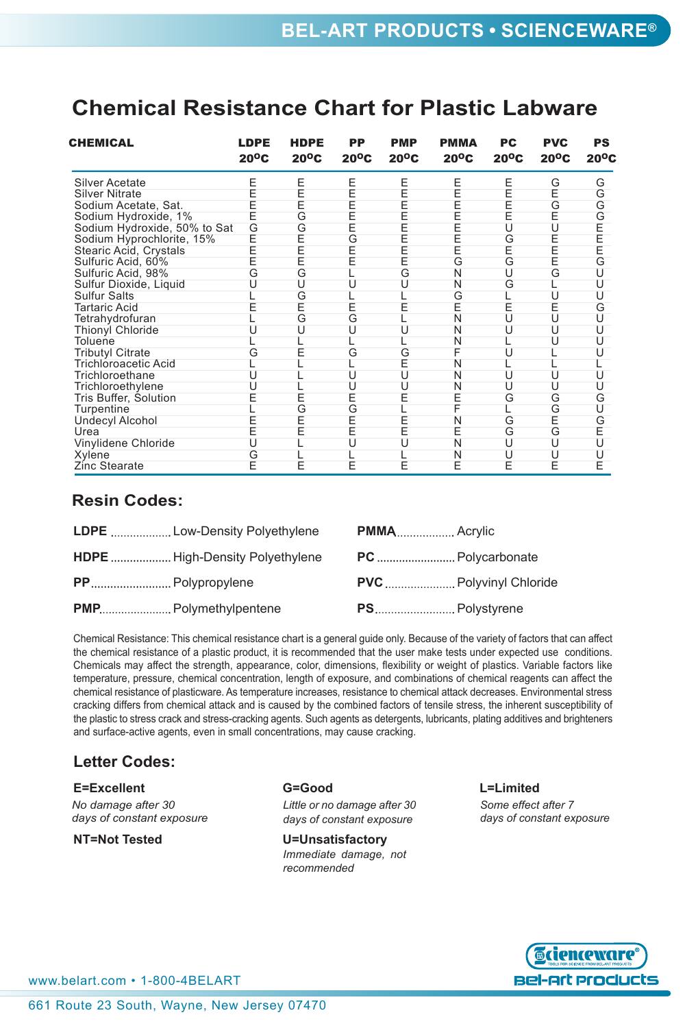# Chemical Resistance Chart for Plastic Labware

| CHEMICAL | LDPE 20°C | HDPE 20°C | PP 20°C | PMP 20°C | PMMA 20°C | PC 20°C | PVC 20°C | PS 20°C |
|---|---|---|---|---|---|---|---|---|
| Silver Acetate | E | E | E | E | E | E | G | G |
| Silver Nitrate | E | E | E | E | E | E | E | G |
| Sodium Acetate, Sat. | E | E | E | E | E | E | G | G |
| Sodium Hydroxide, 1% | E | G | E | E | E | E | E | G |
| Sodium Hydroxide, 50% to Sat | G | G | E | E | E | U | U | E |
| Sodium Hyprochlorite, 15% | E | E | G | E | E | G | E | E |
| Stearic Acid, Crystals | E | E | E | E | E | E | E | E |
| Sulfuric Acid, 60% | E | E | E | E | G | G | E | G |
| Sulfuric Acid, 98% | G | G | L | G | N | U | G | U |
| Sulfur Dioxide, Liquid | U | U | U | U | N | G | L | U |
| Sulfur Salts | L | G | L | L | G | L | U | U |
| Tartaric Acid | E | E | E | E | E | E | E | G |
| Tetrahydrofuran | L | G | G | L | N | U | U | U |
| Thionyl Chloride | U | U | U | U | N | U | U | U |
| Toluene | L | L | L | L | N | L | U | U |
| Tributyl Citrate | G | E | G | G | F | U | L | U |
| Trichloroacetic Acid | L | L | L | E | N | L | L | L |
| Trichloroethane | U | L | U | U | N | U | U | U |
| Trichloroethylene | U | L | U | U | N | U | U | U |
| Tris Buffer, Solution | E | E | E | E | E | G | G | G |
| Turpentine | L | G | G | L | F | L | G | U |
| Undecyl Alcohol | E | E | E | E | N | G | E | G |
| Urea | E | E | E | E | E | G | G | E |
| Vinylidene Chloride | U | L | U | U | N | U | U | U |
| Xylene | G | L | L | L | N | U | U | U |
| Zinc Stearate | E | E | E | E | E | E | E | E |

## Resin Codes:

**LDPE** .................. Low-Density Polyethylene

**HDPE** .................. High-Density Polyethylene

**PP** ......................... Polypropylene

**PMP** ...................... Polymethylpentene

**PMMA** .................. Acrylic

**PC** ......................... Polycarbonate

**PVC** ...................... Polyvinyl Chloride

**PS** ......................... Polystyrene

Chemical Resistance: This chemical resistance chart is a general guide only. Because of the variety of factors that can affect the chemical resistance of a plastic product, it is recommended that the user make tests under expected use conditions. Chemicals may affect the strength, appearance, color, dimensions, flexibility or weight of plastics. Variable factors like temperature, pressure, chemical concentration, length of exposure, and combinations of chemical reagents can affect the chemical resistance of plasticware. As temperature increases, resistance to chemical attack decreases. Environmental stress cracking differs from chemical attack and is caused by the combined factors of tensile stress, the inherent susceptibility of the plastic to stress crack and stress-cracking agents. Such agents as detergents, lubricants, plating additives and brighteners and surface-active agents, even in small concentrations, may cause cracking.

## Letter Codes:

**E=Excellent**
*No damage after 30 days of constant exposure*

**G=Good**
*Little or no damage after 30 days of constant exposure*

**L=Limited**
*Some effect after 7 days of constant exposure*

**NT=Not Tested**

**U=Unsatisfactory**
*Immediate damage, not recommended*

www.belart.com • 1-800-4BELART

661 Route 23 South, Wayne, New Jersey 07470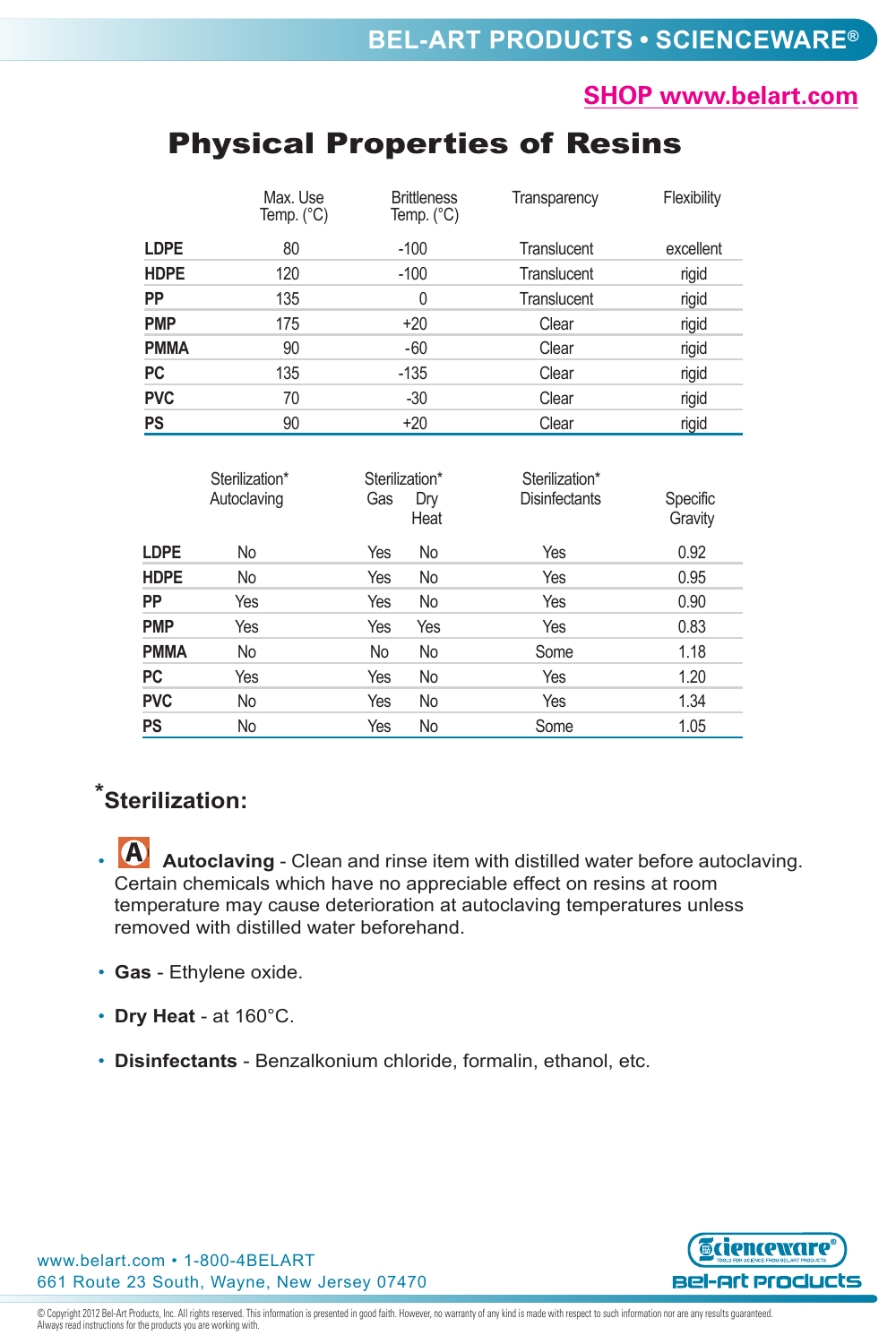SHOP www.belart.com

# Physical Properties of Resins

| | Max. Use Temp. (°C) | Brittleness Temp. (°C) | Transparency | Flexibility |
|---|---|---|---|---|
| **LDPE** | 80 | -100 | Translucent | excellent |
| **HDPE** | 120 | -100 | Translucent | rigid |
| **PP** | 135 | 0 | Translucent | rigid |
| **PMP** | 175 | +20 | Clear | rigid |
| **PMMA** | 90 | -60 | Clear | rigid |
| **PC** | 135 | -135 | Clear | rigid |
| **PVC** | 70 | -30 | Clear | rigid |
| **PS** | 90 | +20 | Clear | rigid |

| | Sterilization* Autoclaving | Sterilization* Gas | Dry Heat | Sterilization* Disinfectants | Specific Gravity |
|---|---|---|---|---|---|
| **LDPE** | No | Yes | No | Yes | 0.92 |
| **HDPE** | No | Yes | No | Yes | 0.95 |
| **PP** | Yes | Yes | No | Yes | 0.90 |
| **PMP** | Yes | Yes | Yes | Yes | 0.83 |
| **PMMA** | No | No | No | Some | 1.18 |
| **PC** | Yes | Yes | No | Yes | 1.20 |
| **PVC** | No | Yes | No | Yes | 1.34 |
| **PS** | No | Yes | No | Some | 1.05 |

## *Sterilization:

- **A** **Autoclaving** - Clean and rinse item with distilled water before autoclaving. Certain chemicals which have no appreciable effect on resins at room temperature may cause deterioration at autoclaving temperatures unless removed with distilled water beforehand.
- **Gas** - Ethylene oxide.
- **Dry Heat** - at 160°C.
- **Disinfectants** - Benzalkonium chloride, formalin, ethanol, etc.

www.belart.com • 1-800-4BELART
661 Route 23 South, Wayne, New Jersey 07470

© Copyright 2012 Bel-Art Products, Inc. All rights reserved. This information is presented in good faith. However, no warranty of any kind is made with respect to such information nor are any results guaranteed. Always read instructions for the products you are working with.